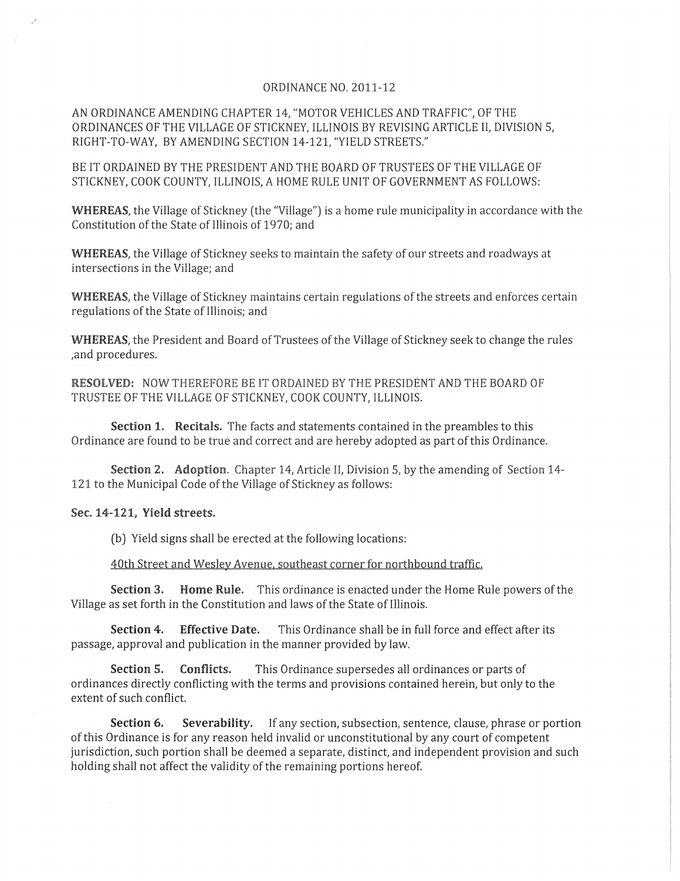# ORDINANCE NO. 2011-12

AN ORDINANCE AMENDING CHAPTER 14, "MOTOR VEHICLES AND TRAFFIC", OF THE ORDINANCES OF THE VILLAGE OF STICKNEY, ILLINOIS BY REVISING ARTICLE II, DIVISION 5, RIGHT-TO-WAY, BY AMENDING SECTION 14-121, "YIELD STREETS."

BE IT ORDAINED BY THE PRESIDENT AND THE BOARD OF TRUSTEES OF THE VILLAGE OF STICKNEY, COOK COUNTY, ILLINOIS, A HOME RULE UNIT OF GOVERNMENT AS FOLLOWS:

**WHEREAS**, the Village of Stickney (the "Village") is a home rule municipality in accordance with the Constitution of the State of Illinois of 1970; and

**WHEREAS**, the Village of Stickney seeks to maintain the safety of our streets and roadways at intersections in the Village; and

**WHEREAS**, the Village of Stickney maintains certain regulations of the streets and enforces certain regulations of the State of Illinois; and

**WHEREAS**, the President and Board of Trustees of the Village of Stickney seek to change the rules ,and procedures.

**RESOLVED:** NOW THEREFORE BE IT ORDAINED BY THE PRESIDENT AND THE BOARD OF TRUSTEE OF THE VILLAGE OF STICKNEY, COOK COUNTY, ILLINOIS.

**Section 1. Recitals.** The facts and statements contained in the preambles to this Ordinance are found to be true and correct and are hereby adopted as part of this Ordinance.

**Section 2. Adoption**. Chapter 14, Article II, Division 5, by the amending of Section 14-121 to the Municipal Code of the Village of Stickney as follows:

**Sec. 14-121, Yield streets.**

(b) Yield signs shall be erected at the following locations:

<u>40th Street and Wesley Avenue, southeast corner for northbound traffic.</u>

**Section 3. Home Rule.** This ordinance is enacted under the Home Rule powers of the Village as set forth in the Constitution and laws of the State of Illinois.

**Section 4. Effective Date.** This Ordinance shall be in full force and effect after its passage, approval and publication in the manner provided by law.

**Section 5. Conflicts.** This Ordinance supersedes all ordinances or parts of ordinances directly conflicting with the terms and provisions contained herein, but only to the extent of such conflict.

**Section 6. Severability.** If any section, subsection, sentence, clause, phrase or portion of this Ordinance is for any reason held invalid or unconstitutional by any court of competent jurisdiction, such portion shall be deemed a separate, distinct, and independent provision and such holding shall not affect the validity of the remaining portions hereof.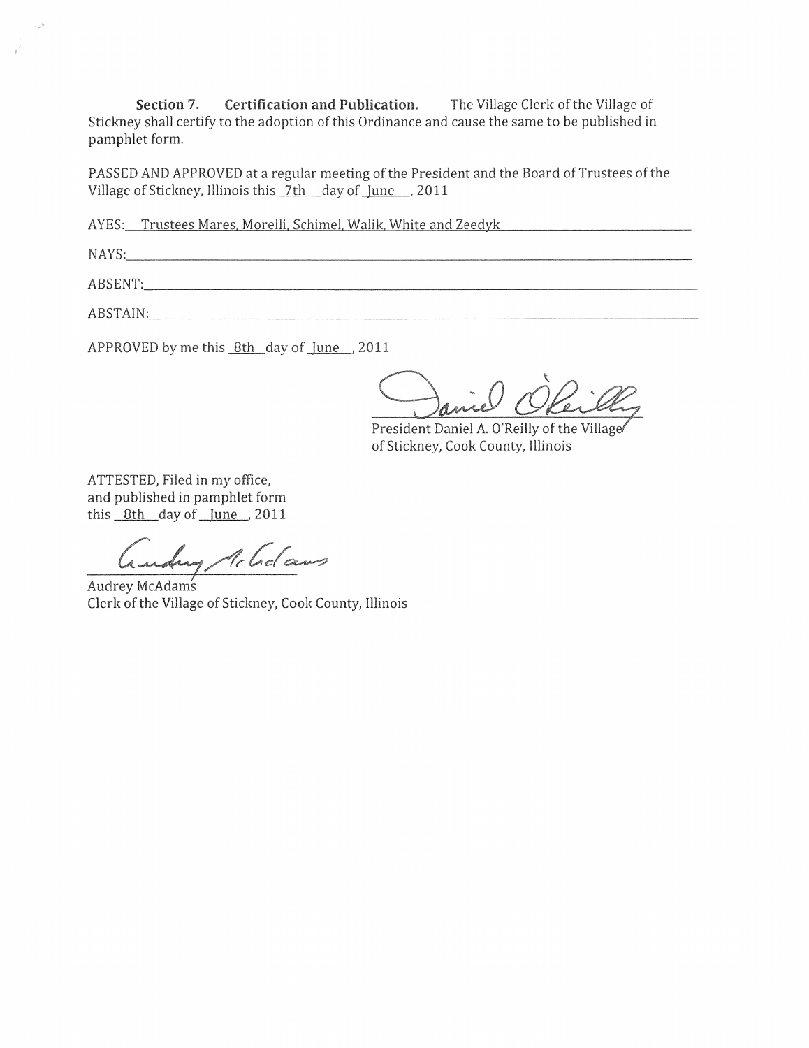**Section 7. Certification and Publication.** The Village Clerk of the Village of Stickney shall certify to the adoption of this Ordinance and cause the same to be published in pamphlet form.

PASSED AND APPROVED at a regular meeting of the President and the Board of Trustees of the Village of Stickney, Illinois this 7th day of June, 2011

AYES: Trustees Mares, Morelli, Schimel, Walik, White and Zeedyk

NAYS:

ABSENT:

ABSTAIN:

APPROVED by me this 8th day of June, 2011

Daniel O'Reilly

President Daniel A. O'Reilly of the Village of Stickney, Cook County, Illinois

ATTESTED, Filed in my office, and published in pamphlet form this 8th day of June, 2011

Audrey McAdams

Audrey McAdams
Clerk of the Village of Stickney, Cook County, Illinois